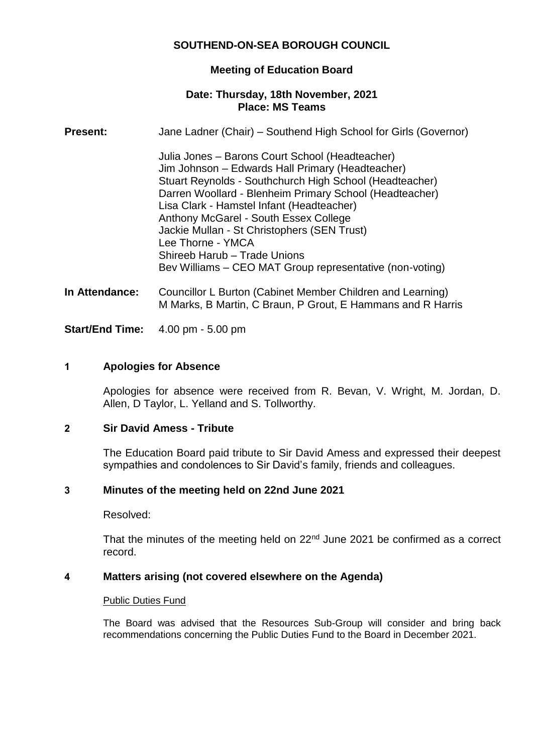# SOUTHEND-ON-SEA BOROUGH COUNCIL

## Meeting of Education Board

**Date: Thursday, 18th November, 2021**
**Place: MS Teams**

**Present:** Jane Ladner (Chair) – Southend High School for Girls (Governor)

Julia Jones – Barons Court School (Headteacher)
Jim Johnson – Edwards Hall Primary (Headteacher)
Stuart Reynolds - Southchurch High School (Headteacher)
Darren Woollard - Blenheim Primary School (Headteacher)
Lisa Clark - Hamstel Infant (Headteacher)
Anthony McGarel - South Essex College
Jackie Mullan - St Christophers (SEN Trust)
Lee Thorne - YMCA
Shireeb Harub – Trade Unions
Bev Williams – CEO MAT Group representative (non-voting)

**In Attendance:** Councillor L Burton (Cabinet Member Children and Learning)
M Marks, B Martin, C Braun, P Grout, E Hammans and R Harris

**Start/End Time:** 4.00 pm - 5.00 pm

### 1 Apologies for Absence

Apologies for absence were received from R. Bevan, V. Wright, M. Jordan, D. Allen, D Taylor, L. Yelland and S. Tollworthy.

### 2 Sir David Amess - Tribute

The Education Board paid tribute to Sir David Amess and expressed their deepest sympathies and condolences to Sir David's family, friends and colleagues.

### 3 Minutes of the meeting held on 22nd June 2021

Resolved:

That the minutes of the meeting held on 22nd June 2021 be confirmed as a correct record.

### 4 Matters arising (not covered elsewhere on the Agenda)

Public Duties Fund

The Board was advised that the Resources Sub-Group will consider and bring back recommendations concerning the Public Duties Fund to the Board in December 2021.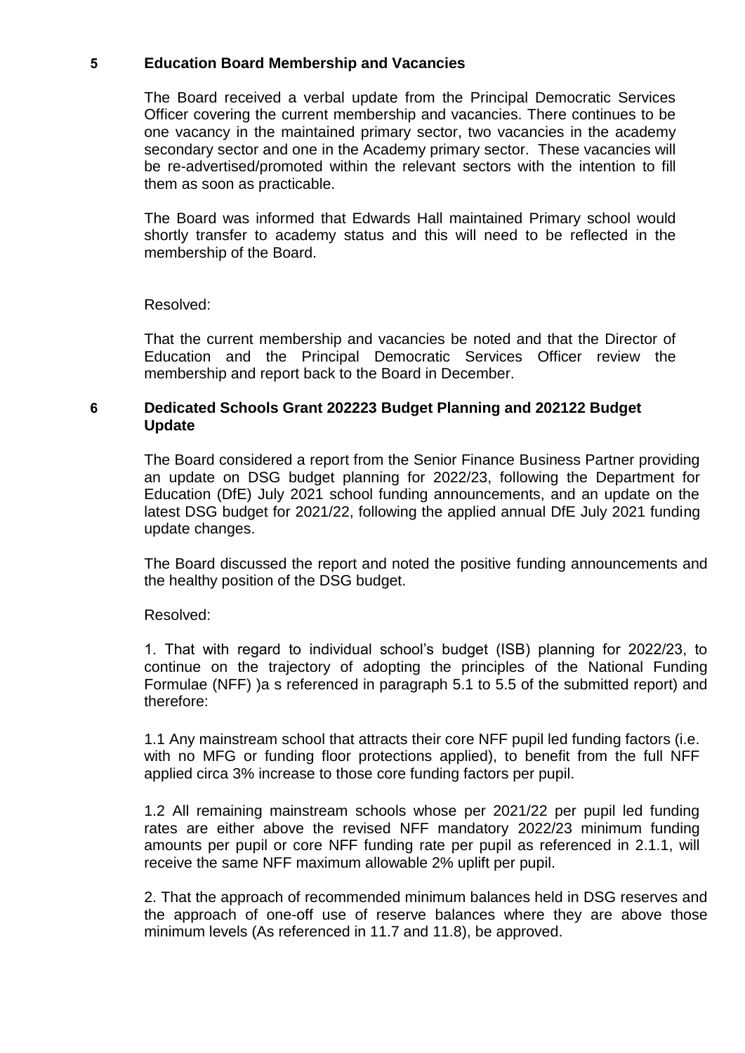## 5 Education Board Membership and Vacancies

The Board received a verbal update from the Principal Democratic Services Officer covering the current membership and vacancies. There continues to be one vacancy in the maintained primary sector, two vacancies in the academy secondary sector and one in the Academy primary sector. These vacancies will be re-advertised/promoted within the relevant sectors with the intention to fill them as soon as practicable.

The Board was informed that Edwards Hall maintained Primary school would shortly transfer to academy status and this will need to be reflected in the membership of the Board.

Resolved:

That the current membership and vacancies be noted and that the Director of Education and the Principal Democratic Services Officer review the membership and report back to the Board in December.

## 6 Dedicated Schools Grant 202223 Budget Planning and 202122 Budget Update

The Board considered a report from the Senior Finance Business Partner providing an update on DSG budget planning for 2022/23, following the Department for Education (DfE) July 2021 school funding announcements, and an update on the latest DSG budget for 2021/22, following the applied annual DfE July 2021 funding update changes.

The Board discussed the report and noted the positive funding announcements and the healthy position of the DSG budget.

Resolved:

1. That with regard to individual school's budget (ISB) planning for 2022/23, to continue on the trajectory of adopting the principles of the National Funding Formulae (NFF) )a s referenced in paragraph 5.1 to 5.5 of the submitted report) and therefore:

1.1 Any mainstream school that attracts their core NFF pupil led funding factors (i.e. with no MFG or funding floor protections applied), to benefit from the full NFF applied circa 3% increase to those core funding factors per pupil.

1.2 All remaining mainstream schools whose per 2021/22 per pupil led funding rates are either above the revised NFF mandatory 2022/23 minimum funding amounts per pupil or core NFF funding rate per pupil as referenced in 2.1.1, will receive the same NFF maximum allowable 2% uplift per pupil.

2. That the approach of recommended minimum balances held in DSG reserves and the approach of one-off use of reserve balances where they are above those minimum levels (As referenced in 11.7 and 11.8), be approved.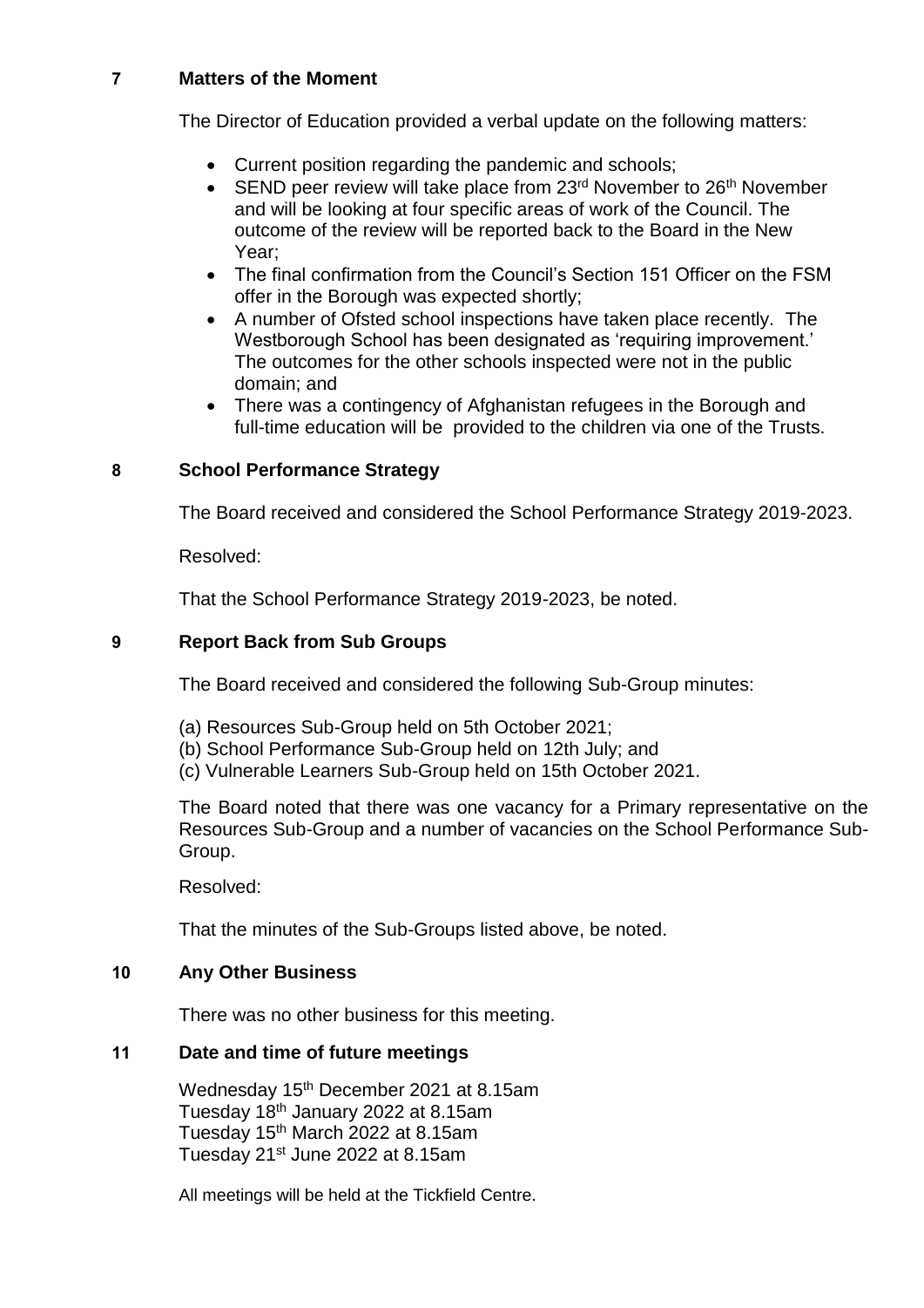## 7 Matters of the Moment

The Director of Education provided a verbal update on the following matters:

- Current position regarding the pandemic and schools;
- SEND peer review will take place from 23rd November to 26th November and will be looking at four specific areas of work of the Council. The outcome of the review will be reported back to the Board in the New Year;
- The final confirmation from the Council's Section 151 Officer on the FSM offer in the Borough was expected shortly;
- A number of Ofsted school inspections have taken place recently. The Westborough School has been designated as 'requiring improvement.' The outcomes for the other schools inspected were not in the public domain; and
- There was a contingency of Afghanistan refugees in the Borough and full-time education will be provided to the children via one of the Trusts.

## 8 School Performance Strategy

The Board received and considered the School Performance Strategy 2019-2023.

Resolved:

That the School Performance Strategy 2019-2023, be noted.

## 9 Report Back from Sub Groups

The Board received and considered the following Sub-Group minutes:

(a) Resources Sub-Group held on 5th October 2021;
(b) School Performance Sub-Group held on 12th July; and
(c) Vulnerable Learners Sub-Group held on 15th October 2021.

The Board noted that there was one vacancy for a Primary representative on the Resources Sub-Group and a number of vacancies on the School Performance Sub-Group.

Resolved:

That the minutes of the Sub-Groups listed above, be noted.

## 10 Any Other Business

There was no other business for this meeting.

## 11 Date and time of future meetings

Wednesday 15th December 2021 at 8.15am
Tuesday 18th January 2022 at 8.15am
Tuesday 15th March 2022 at 8.15am
Tuesday 21st June 2022 at 8.15am

All meetings will be held at the Tickfield Centre.